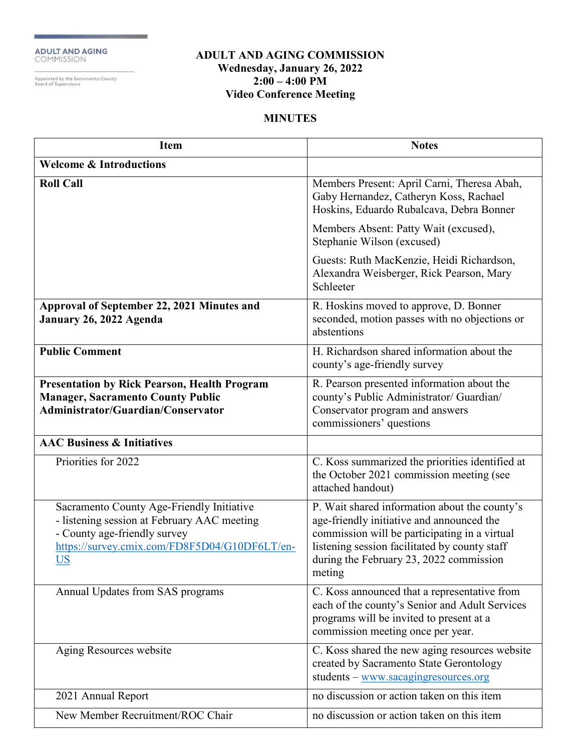ADULT AND AGING COMMISSION

Appointed by the Sacramento County Board of Supervisors

# ADULT AND AGING COMMISSION
**Wednesday, January 26, 2022**
**2:00 – 4:00 PM**
**Video Conference Meeting**

## MINUTES

| Item | Notes |
| --- | --- |
| **Welcome & Introductions** | |
| **Roll Call** | Members Present: April Carni, Theresa Abah, Gaby Hernandez, Catheryn Koss, Rachael Hoskins, Eduardo Rubalcava, Debra Bonner<br><br>Members Absent: Patty Wait (excused), Stephanie Wilson (excused)<br><br>Guests: Ruth MacKenzie, Heidi Richardson, Alexandra Weisberger, Rick Pearson, Mary Schleeter |
| **Approval of September 22, 2021 Minutes and January 26, 2022 Agenda** | R. Hoskins moved to approve, D. Bonner seconded, motion passes with no objections or abstentions |
| **Public Comment** | H. Richardson shared information about the county's age-friendly survey |
| **Presentation by Rick Pearson, Health Program Manager, Sacramento County Public Administrator/Guardian/Conservator** | R. Pearson presented information about the county's Public Administrator/ Guardian/ Conservator program and answers commissioners' questions |
| **AAC Business & Initiatives** | |
| Priorities for 2022 | C. Koss summarized the priorities identified at the October 2021 commission meeting (see attached handout) |
| Sacramento County Age-Friendly Initiative<br>- listening session at February AAC meeting<br>- County age-friendly survey https://survey.cmix.com/FD8F5D04/G10DF6LT/en-US | P. Wait shared information about the county's age-friendly initiative and announced the commission will be participating in a virtual listening session facilitated by county staff during the February 23, 2022 commission meting |
| Annual Updates from SAS programs | C. Koss announced that a representative from each of the county's Senior and Adult Services programs will be invited to present at a commission meeting once per year. |
| Aging Resources website | C. Koss shared the new aging resources website created by Sacramento State Gerontology students – www.sacagingresources.org |
| 2021 Annual Report | no discussion or action taken on this item |
| New Member Recruitment/ROC Chair | no discussion or action taken on this item |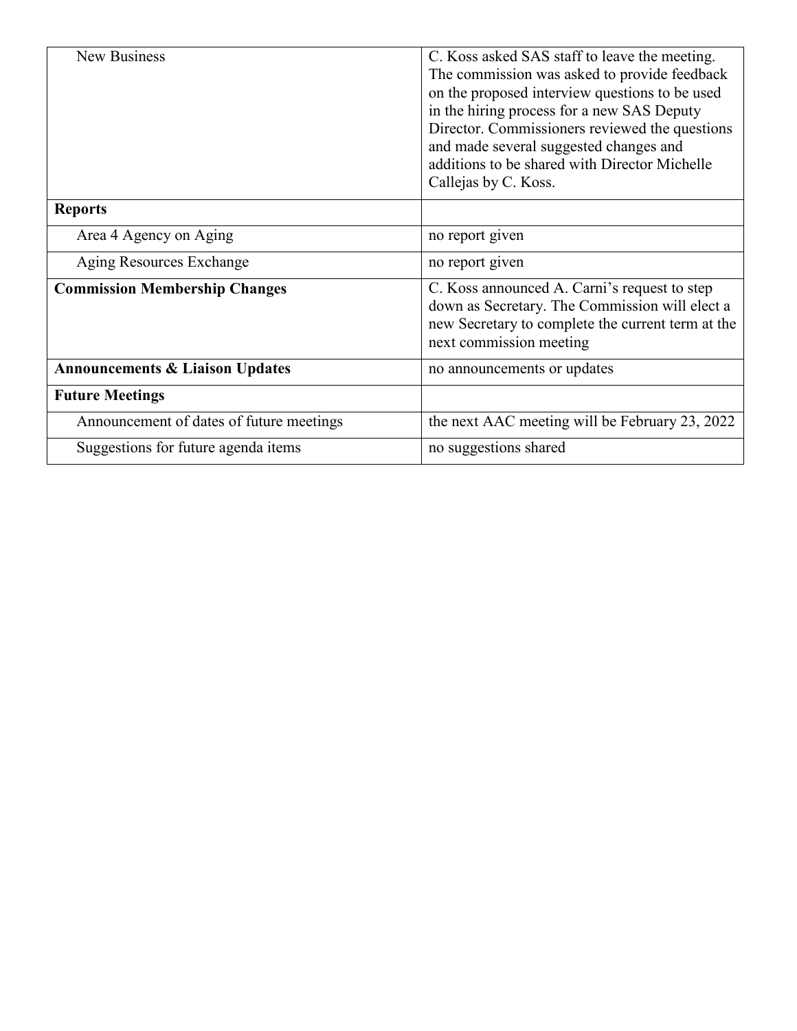| | |
|---|---|
| New Business | C. Koss asked SAS staff to leave the meeting. The commission was asked to provide feedback on the proposed interview questions to be used in the hiring process for a new SAS Deputy Director. Commissioners reviewed the questions and made several suggested changes and additions to be shared with Director Michelle Callejas by C. Koss. |
| **Reports** | |
| Area 4 Agency on Aging | no report given |
| Aging Resources Exchange | no report given |
| **Commission Membership Changes** | C. Koss announced A. Carni's request to step down as Secretary. The Commission will elect a new Secretary to complete the current term at the next commission meeting |
| **Announcements & Liaison Updates** | no announcements or updates |
| **Future Meetings** | |
| Announcement of dates of future meetings | the next AAC meeting will be February 23, 2022 |
| Suggestions for future agenda items | no suggestions shared |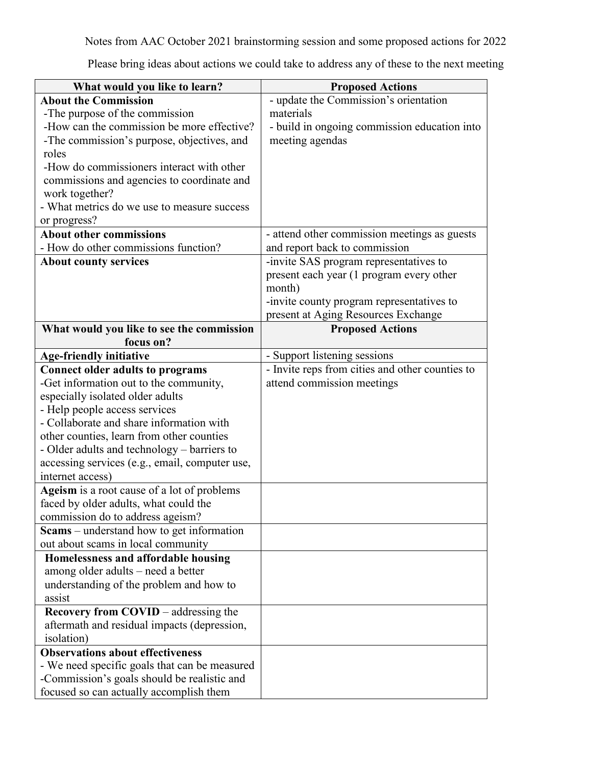Notes from AAC October 2021 brainstorming session and some proposed actions for 2022

Please bring ideas about actions we could take to address any of these to the next meeting

| What would you like to learn? | Proposed Actions |
|---|---|
| **About the Commission**<br>-The purpose of the commission<br>-How can the commission be more effective?<br>-The commission's purpose, objectives, and roles<br>-How do commissioners interact with other commissions and agencies to coordinate and work together?<br>- What metrics do we use to measure success or progress? | - update the Commission's orientation materials<br>- build in ongoing commission education into meeting agendas |
| **About other commissions**<br>- How do other commissions function? | - attend other commission meetings as guests and report back to commission |
| **About county services** | -invite SAS program representatives to present each year (1 program every other month)<br>-invite county program representatives to present at Aging Resources Exchange |
| **What would you like to see the commission focus on?** | **Proposed Actions** |
| **Age-friendly initiative** | - Support listening sessions |
| **Connect older adults to programs**<br>-Get information out to the community, especially isolated older adults<br>- Help people access services<br>- Collaborate and share information with other counties, learn from other counties<br>- Older adults and technology – barriers to accessing services (e.g., email, computer use, internet access) | - Invite reps from cities and other counties to attend commission meetings |
| **Ageism** is a root cause of a lot of problems faced by older adults, what could the commission do to address ageism? | |
| **Scams** – understand how to get information out about scams in local community | |
| **Homelessness and affordable housing** among older adults – need a better understanding of the problem and how to assist | |
| **Recovery from COVID** – addressing the aftermath and residual impacts (depression, isolation) | |
| **Observations about effectiveness**<br>- We need specific goals that can be measured<br>-Commission's goals should be realistic and focused so can actually accomplish them | |